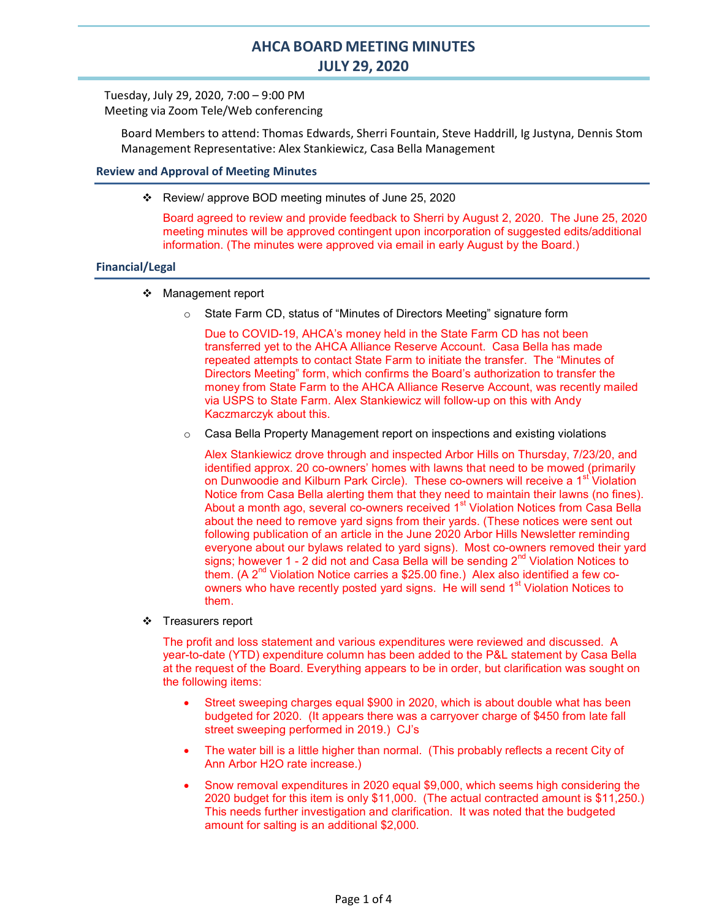# AHCA BOARD MEETING MINUTES
# JULY 29, 2020

Tuesday, July 29, 2020, 7:00 – 9:00 PM
Meeting via Zoom Tele/Web conferencing

Board Members to attend: Thomas Edwards, Sherri Fountain, Steve Haddrill, Ig Justyna, Dennis Stom
Management Representative: Alex Stankiewicz, Casa Bella Management

## Review and Approval of Meeting Minutes

- Review/ approve BOD meeting minutes of June 25, 2020

  Board agreed to review and provide feedback to Sherri by August 2, 2020. The June 25, 2020 meeting minutes will be approved contingent upon incorporation of suggested edits/additional information. (The minutes were approved via email in early August by the Board.)

## Financial/Legal

- Management report
  - State Farm CD, status of "Minutes of Directors Meeting" signature form

    Due to COVID-19, AHCA's money held in the State Farm CD has not been transferred yet to the AHCA Alliance Reserve Account. Casa Bella has made repeated attempts to contact State Farm to initiate the transfer. The "Minutes of Directors Meeting" form, which confirms the Board's authorization to transfer the money from State Farm to the AHCA Alliance Reserve Account, was recently mailed via USPS to State Farm. Alex Stankiewicz will follow-up on this with Andy Kaczmarczyk about this.

  - Casa Bella Property Management report on inspections and existing violations

    Alex Stankiewicz drove through and inspected Arbor Hills on Thursday, 7/23/20, and identified approx. 20 co-owners' homes with lawns that need to be mowed (primarily on Dunwoodie and Kilburn Park Circle). These co-owners will receive a 1st Violation Notice from Casa Bella alerting them that they need to maintain their lawns (no fines). About a month ago, several co-owners received 1st Violation Notices from Casa Bella about the need to remove yard signs from their yards. (These notices were sent out following publication of an article in the June 2020 Arbor Hills Newsletter reminding everyone about our bylaws related to yard signs). Most co-owners removed their yard signs; however 1 - 2 did not and Casa Bella will be sending 2nd Violation Notices to them. (A 2nd Violation Notice carries a $25.00 fine.) Alex also identified a few co-owners who have recently posted yard signs. He will send 1st Violation Notices to them.

- Treasurers report

  The profit and loss statement and various expenditures were reviewed and discussed. A year-to-date (YTD) expenditure column has been added to the P&L statement by Casa Bella at the request of the Board. Everything appears to be in order, but clarification was sought on the following items:

  - Street sweeping charges equal $900 in 2020, which is about double what has been budgeted for 2020. (It appears there was a carryover charge of $450 from late fall street sweeping performed in 2019.) CJ's
  - The water bill is a little higher than normal. (This probably reflects a recent City of Ann Arbor H2O rate increase.)
  - Snow removal expenditures in 2020 equal $9,000, which seems high considering the 2020 budget for this item is only $11,000. (The actual contracted amount is $11,250.) This needs further investigation and clarification. It was noted that the budgeted amount for salting is an additional $2,000.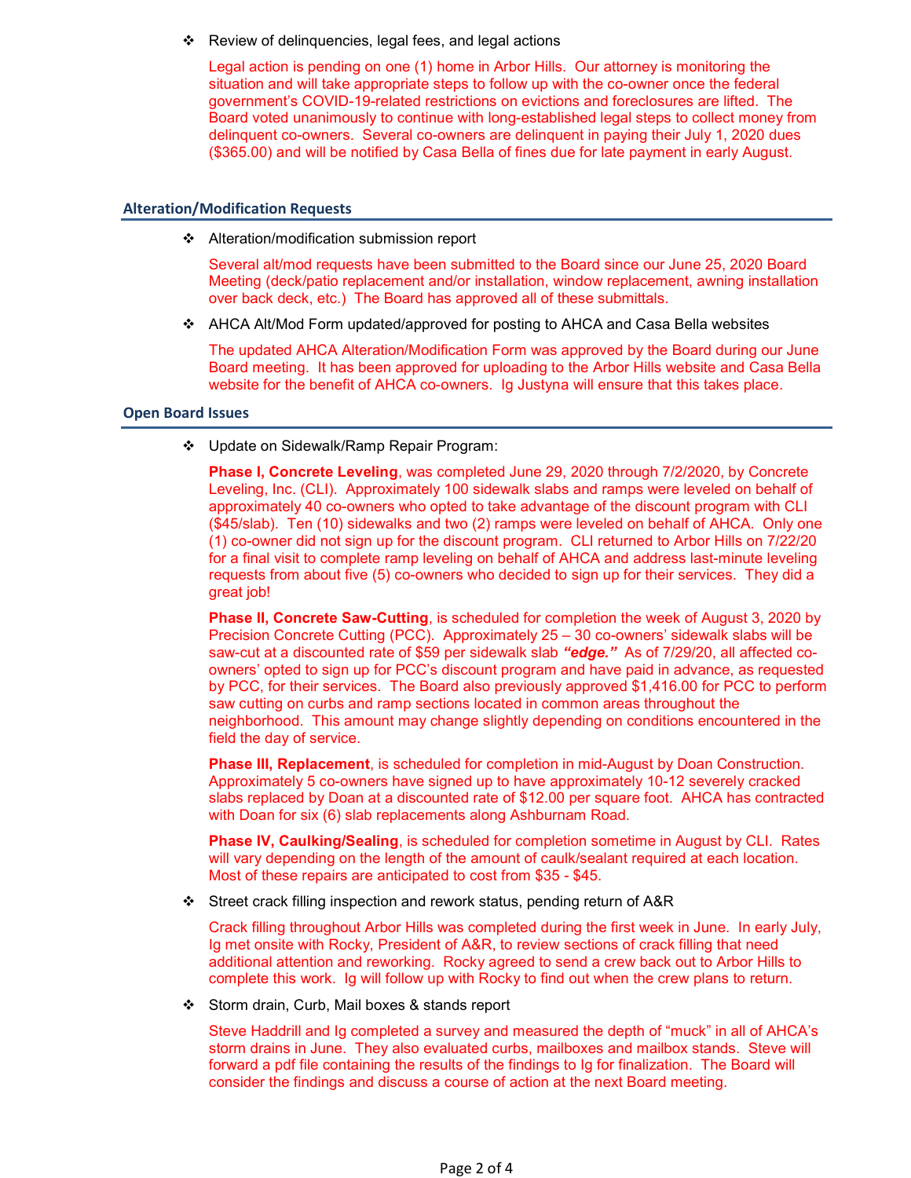- Review of delinquencies, legal fees, and legal actions

  Legal action is pending on one (1) home in Arbor Hills. Our attorney is monitoring the situation and will take appropriate steps to follow up with the co-owner once the federal government's COVID-19-related restrictions on evictions and foreclosures are lifted. The Board voted unanimously to continue with long-established legal steps to collect money from delinquent co-owners. Several co-owners are delinquent in paying their July 1, 2020 dues ($365.00) and will be notified by Casa Bella of fines due for late payment in early August.

## Alteration/Modification Requests

- Alteration/modification submission report

  Several alt/mod requests have been submitted to the Board since our June 25, 2020 Board Meeting (deck/patio replacement and/or installation, window replacement, awning installation over back deck, etc.) The Board has approved all of these submittals.

- AHCA Alt/Mod Form updated/approved for posting to AHCA and Casa Bella websites

  The updated AHCA Alteration/Modification Form was approved by the Board during our June Board meeting. It has been approved for uploading to the Arbor Hills website and Casa Bella website for the benefit of AHCA co-owners. Ig Justyna will ensure that this takes place.

## Open Board Issues

- Update on Sidewalk/Ramp Repair Program:

  **Phase I, Concrete Leveling**, was completed June 29, 2020 through 7/2/2020, by Concrete Leveling, Inc. (CLI). Approximately 100 sidewalk slabs and ramps were leveled on behalf of approximately 40 co-owners who opted to take advantage of the discount program with CLI ($45/slab). Ten (10) sidewalks and two (2) ramps were leveled on behalf of AHCA. Only one (1) co-owner did not sign up for the discount program. CLI returned to Arbor Hills on 7/22/20 for a final visit to complete ramp leveling on behalf of AHCA and address last-minute leveling requests from about five (5) co-owners who decided to sign up for their services. They did a great job!

  **Phase II, Concrete Saw-Cutting**, is scheduled for completion the week of August 3, 2020 by Precision Concrete Cutting (PCC). Approximately 25 – 30 co-owners' sidewalk slabs will be saw-cut at a discounted rate of $59 per sidewalk slab ***"edge."*** As of 7/29/20, all affected co-owners' opted to sign up for PCC's discount program and have paid in advance, as requested by PCC, for their services. The Board also previously approved $1,416.00 for PCC to perform saw cutting on curbs and ramp sections located in common areas throughout the neighborhood. This amount may change slightly depending on conditions encountered in the field the day of service.

  **Phase III, Replacement**, is scheduled for completion in mid-August by Doan Construction. Approximately 5 co-owners have signed up to have approximately 10-12 severely cracked slabs replaced by Doan at a discounted rate of $12.00 per square foot. AHCA has contracted with Doan for six (6) slab replacements along Ashburnam Road.

  **Phase IV, Caulking/Sealing**, is scheduled for completion sometime in August by CLI. Rates will vary depending on the length of the amount of caulk/sealant required at each location. Most of these repairs are anticipated to cost from $35 - $45.

- Street crack filling inspection and rework status, pending return of A&R

  Crack filling throughout Arbor Hills was completed during the first week in June. In early July, Ig met onsite with Rocky, President of A&R, to review sections of crack filling that need additional attention and reworking. Rocky agreed to send a crew back out to Arbor Hills to complete this work. Ig will follow up with Rocky to find out when the crew plans to return.

- Storm drain, Curb, Mail boxes & stands report

  Steve Haddrill and Ig completed a survey and measured the depth of "muck" in all of AHCA's storm drains in June. They also evaluated curbs, mailboxes and mailbox stands. Steve will forward a pdf file containing the results of the findings to Ig for finalization. The Board will consider the findings and discuss a course of action at the next Board meeting.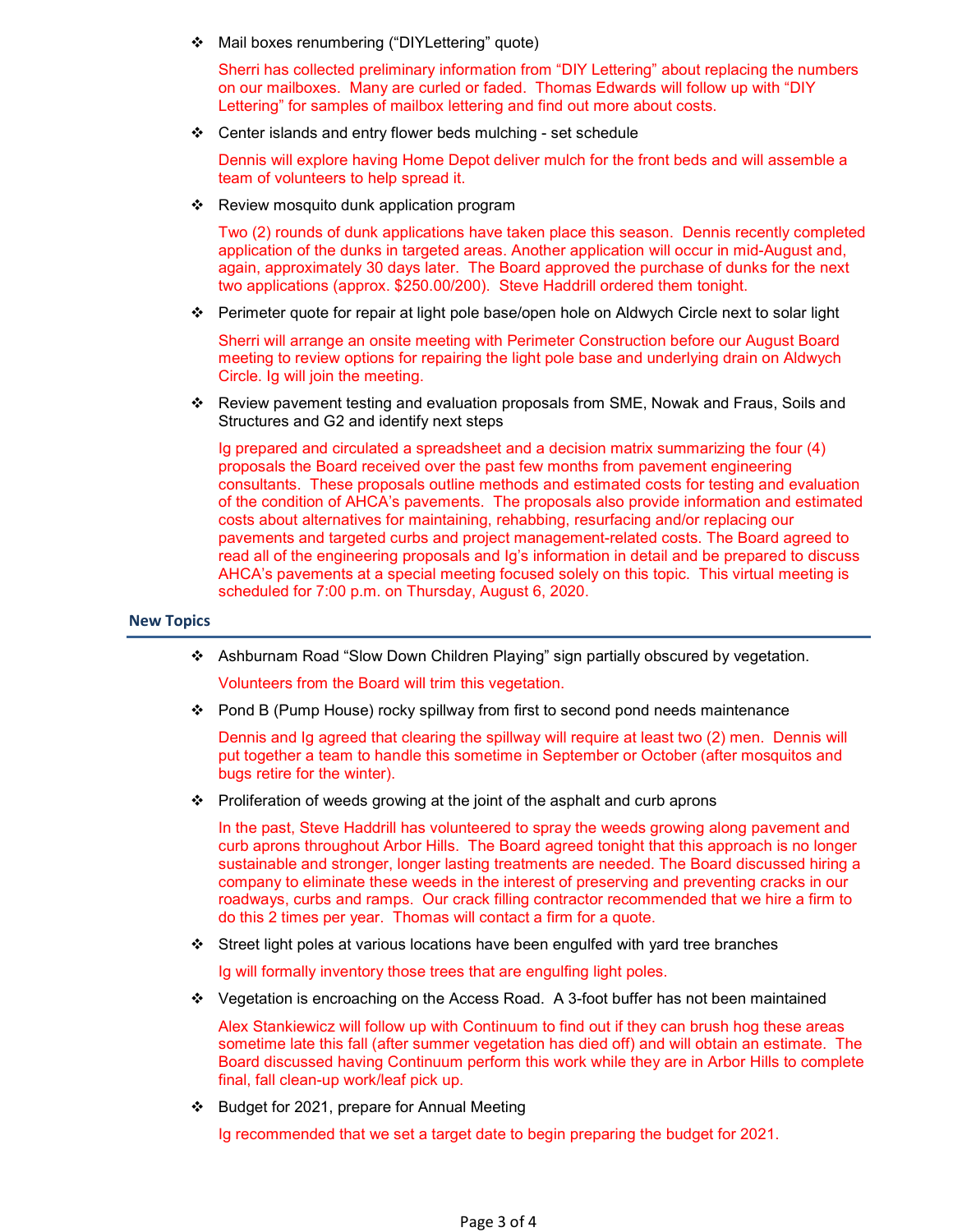- Mail boxes renumbering ("DIYLettering" quote)

  Sherri has collected preliminary information from "DIY Lettering" about replacing the numbers on our mailboxes. Many are curled or faded. Thomas Edwards will follow up with "DIY Lettering" for samples of mailbox lettering and find out more about costs.

- Center islands and entry flower beds mulching - set schedule

  Dennis will explore having Home Depot deliver mulch for the front beds and will assemble a team of volunteers to help spread it.

- Review mosquito dunk application program

  Two (2) rounds of dunk applications have taken place this season. Dennis recently completed application of the dunks in targeted areas. Another application will occur in mid-August and, again, approximately 30 days later. The Board approved the purchase of dunks for the next two applications (approx. $250.00/200). Steve Haddrill ordered them tonight.

- Perimeter quote for repair at light pole base/open hole on Aldwych Circle next to solar light

  Sherri will arrange an onsite meeting with Perimeter Construction before our August Board meeting to review options for repairing the light pole base and underlying drain on Aldwych Circle. Ig will join the meeting.

- Review pavement testing and evaluation proposals from SME, Nowak and Fraus, Soils and Structures and G2 and identify next steps

  Ig prepared and circulated a spreadsheet and a decision matrix summarizing the four (4) proposals the Board received over the past few months from pavement engineering consultants. These proposals outline methods and estimated costs for testing and evaluation of the condition of AHCA's pavements. The proposals also provide information and estimated costs about alternatives for maintaining, rehabbing, resurfacing and/or replacing our pavements and targeted curbs and project management-related costs. The Board agreed to read all of the engineering proposals and Ig's information in detail and be prepared to discuss AHCA's pavements at a special meeting focused solely on this topic. This virtual meeting is scheduled for 7:00 p.m. on Thursday, August 6, 2020.

## New Topics

- Ashburnam Road "Slow Down Children Playing" sign partially obscured by vegetation.

  Volunteers from the Board will trim this vegetation.

- Pond B (Pump House) rocky spillway from first to second pond needs maintenance

  Dennis and Ig agreed that clearing the spillway will require at least two (2) men. Dennis will put together a team to handle this sometime in September or October (after mosquitos and bugs retire for the winter).

- Proliferation of weeds growing at the joint of the asphalt and curb aprons

  In the past, Steve Haddrill has volunteered to spray the weeds growing along pavement and curb aprons throughout Arbor Hills. The Board agreed tonight that this approach is no longer sustainable and stronger, longer lasting treatments are needed. The Board discussed hiring a company to eliminate these weeds in the interest of preserving and preventing cracks in our roadways, curbs and ramps. Our crack filling contractor recommended that we hire a firm to do this 2 times per year. Thomas will contact a firm for a quote.

- Street light poles at various locations have been engulfed with yard tree branches

  Ig will formally inventory those trees that are engulfing light poles.

- Vegetation is encroaching on the Access Road. A 3-foot buffer has not been maintained

  Alex Stankiewicz will follow up with Continuum to find out if they can brush hog these areas sometime late this fall (after summer vegetation has died off) and will obtain an estimate. The Board discussed having Continuum perform this work while they are in Arbor Hills to complete final, fall clean-up work/leaf pick up.

- Budget for 2021, prepare for Annual Meeting

  Ig recommended that we set a target date to begin preparing the budget for 2021.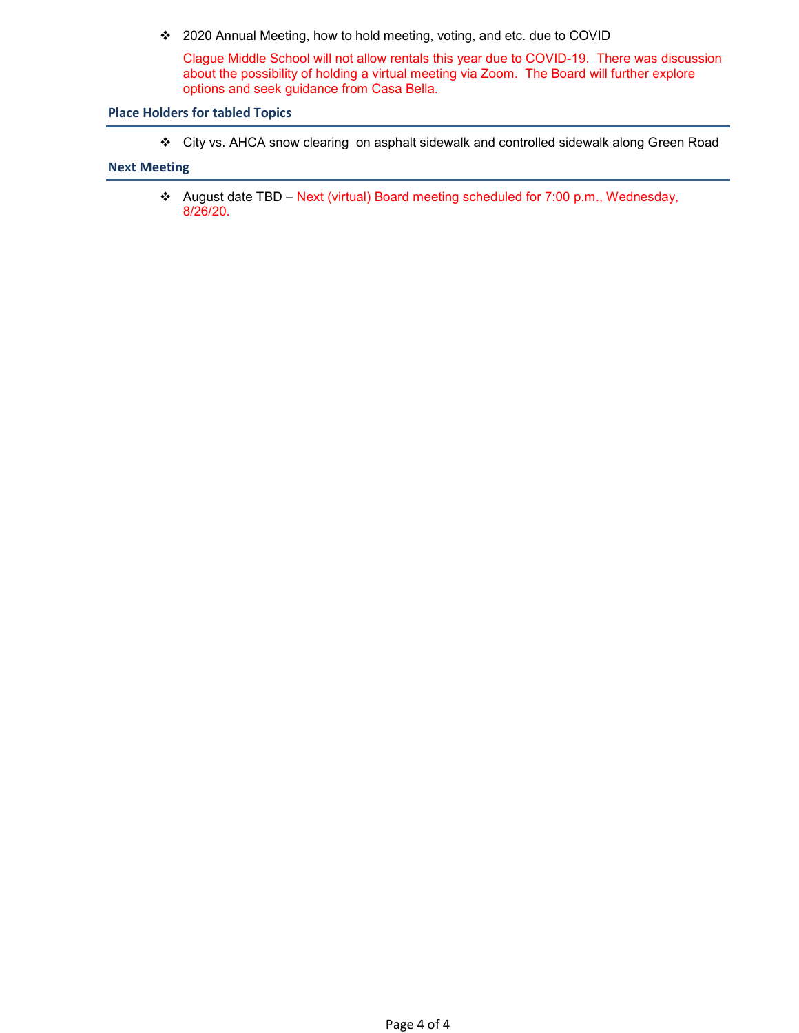- 2020 Annual Meeting, how to hold meeting, voting, and etc. due to COVID

  Clague Middle School will not allow rentals this year due to COVID-19. There was discussion about the possibility of holding a virtual meeting via Zoom. The Board will further explore options and seek guidance from Casa Bella.

## Place Holders for tabled Topics

- City vs. AHCA snow clearing on asphalt sidewalk and controlled sidewalk along Green Road

## Next Meeting

- August date TBD – Next (virtual) Board meeting scheduled for 7:00 p.m., Wednesday, 8/26/20.